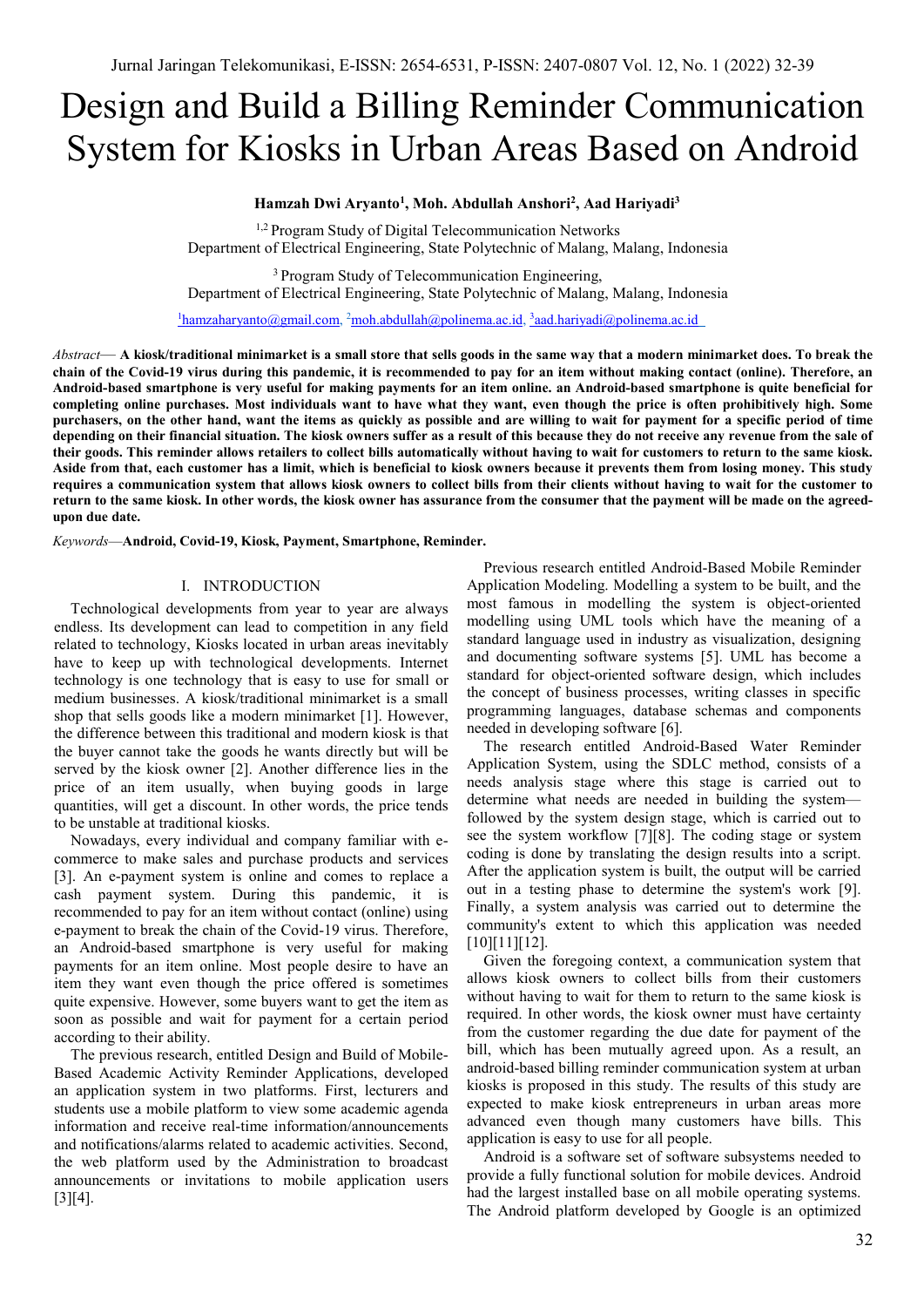# Design and Build a Billing Reminder Communication System for Kiosks in Urban Areas Based on Android

**Hamzah Dwi Aryanto[1], Moh. Abdullah Anshori[2], Aad Hariyadi[3]**

[1,2] Program Study of Digital Telecommunication Networks
Department of Electrical Engineering, State Polytechnic of Malang, Malang, Indonesia

[3] Program Study of Telecommunication Engineering,
Department of Electrical Engineering, State Polytechnic of Malang, Malang, Indonesia

[1]hamzaharyanto@gmail.com, [2]moh.abdullah@polinema.ac.id, [3]aad.hariyadi@polinema.ac.id

*Abstract*— **A kiosk/traditional minimarket is a small store that sells goods in the same way that a modern minimarket does. To break the chain of the Covid-19 virus during this pandemic, it is recommended to pay for an item without making contact (online). Therefore, an Android-based smartphone is very useful for making payments for an item online. an Android-based smartphone is quite beneficial for completing online purchases. Most individuals want to have what they want, even though the price is often prohibitively high. Some purchasers, on the other hand, want the items as quickly as possible and are willing to wait for payment for a specific period of time depending on their financial situation. The kiosk owners suffer as a result of this because they do not receive any revenue from the sale of their goods. This reminder allows retailers to collect bills automatically without having to wait for customers to return to the same kiosk. Aside from that, each customer has a limit, which is beneficial to kiosk owners because it prevents them from losing money. This study requires a communication system that allows kiosk owners to collect bills from their clients without having to wait for the customer to return to the same kiosk. In other words, the kiosk owner has assurance from the consumer that the payment will be made on the agreed-upon due date.**

*Keywords*—**Android, Covid-19, Kiosk, Payment, Smartphone, Reminder.**

## I. INTRODUCTION

Technological developments from year to year are always endless. Its development can lead to competition in any field related to technology, Kiosks located in urban areas inevitably have to keep up with technological developments. Internet technology is one technology that is easy to use for small or medium businesses. A kiosk/traditional minimarket is a small shop that sells goods like a modern minimarket [1]. However, the difference between this traditional and modern kiosk is that the buyer cannot take the goods he wants directly but will be served by the kiosk owner [2]. Another difference lies in the price of an item usually, when buying goods in large quantities, will get a discount. In other words, the price tends to be unstable at traditional kiosks.

Nowadays, every individual and company familiar with e-commerce to make sales and purchase products and services [3]. An e-payment system is online and comes to replace a cash payment system. During this pandemic, it is recommended to pay for an item without contact (online) using e-payment to break the chain of the Covid-19 virus. Therefore, an Android-based smartphone is very useful for making payments for an item online. Most people desire to have an item they want even though the price offered is sometimes quite expensive. However, some buyers want to get the item as soon as possible and wait for payment for a certain period according to their ability.

The previous research, entitled Design and Build of Mobile-Based Academic Activity Reminder Applications, developed an application system in two platforms. First, lecturers and students use a mobile platform to view some academic agenda information and receive real-time information/announcements and notifications/alarms related to academic activities. Second, the web platform used by the Administration to broadcast announcements or invitations to mobile application users [3][4].

Previous research entitled Android-Based Mobile Reminder Application Modeling. Modelling a system to be built, and the most famous in modelling the system is object-oriented modelling using UML tools which have the meaning of a standard language used in industry as visualization, designing and documenting software systems [5]. UML has become a standard for object-oriented software design, which includes the concept of business processes, writing classes in specific programming languages, database schemas and components needed in developing software [6].

The research entitled Android-Based Water Reminder Application System, using the SDLC method, consists of a needs analysis stage where this stage is carried out to determine what needs are needed in building the system—followed by the system design stage, which is carried out to see the system workflow [7][8]. The coding stage or system coding is done by translating the design results into a script. After the application system is built, the output will be carried out in a testing phase to determine the system's work [9]. Finally, a system analysis was carried out to determine the community's extent to which this application was needed [10][11][12].

Given the foregoing context, a communication system that allows kiosk owners to collect bills from their customers without having to wait for them to return to the same kiosk is required. In other words, the kiosk owner must have certainty from the customer regarding the due date for payment of the bill, which has been mutually agreed upon. As a result, an android-based billing reminder communication system at urban kiosks is proposed in this study. The results of this study are expected to make kiosk entrepreneurs in urban areas more advanced even though many customers have bills. This application is easy to use for all people.

Android is a software set of software subsystems needed to provide a fully functional solution for mobile devices. Android had the largest installed base on all mobile operating systems. The Android platform developed by Google is an optimized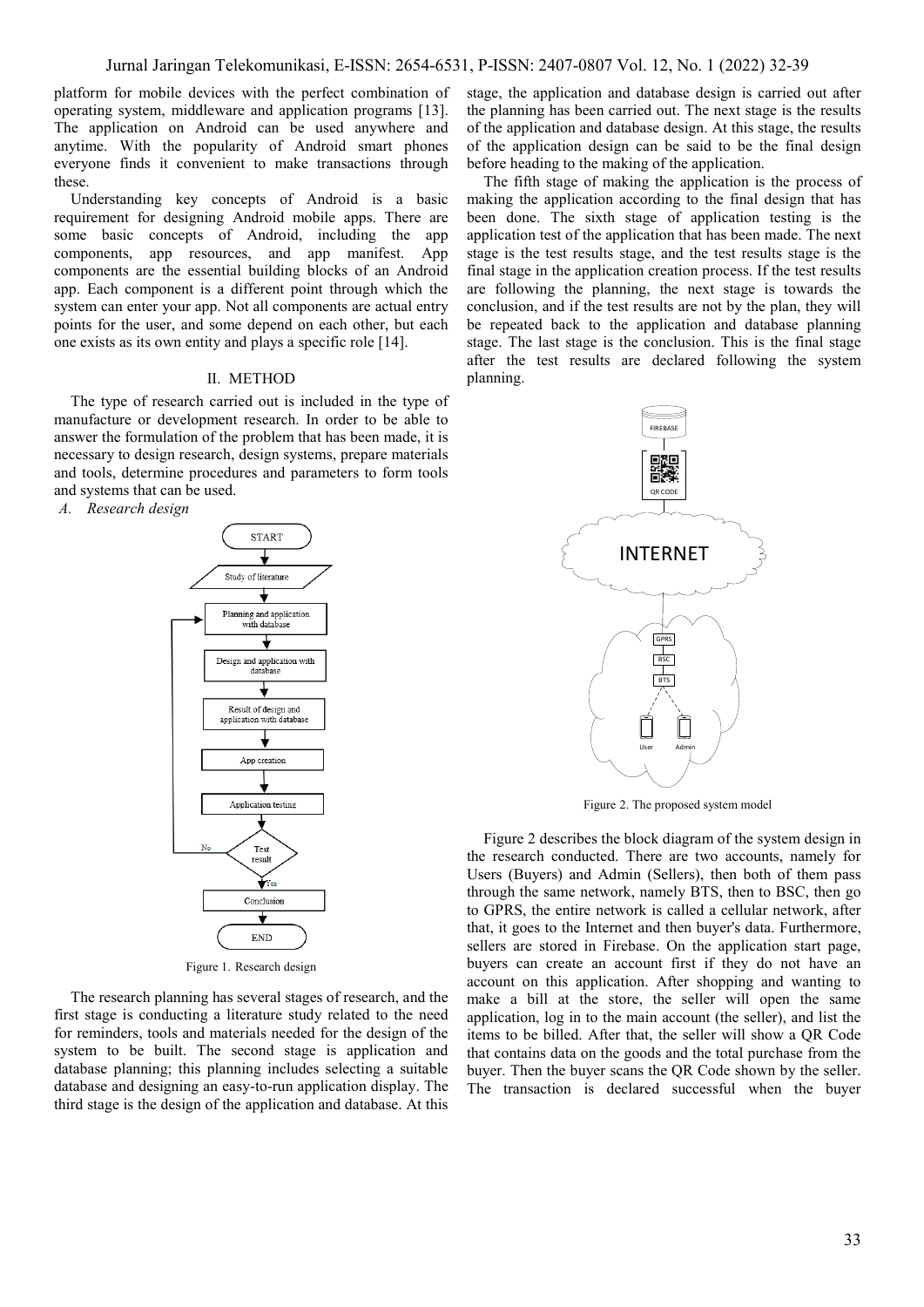platform for mobile devices with the perfect combination of operating system, middleware and application programs [13]. The application on Android can be used anywhere and anytime. With the popularity of Android smart phones everyone finds it convenient to make transactions through these.

Understanding key concepts of Android is a basic requirement for designing Android mobile apps. There are some basic concepts of Android, including the app components, app resources, and app manifest. App components are the essential building blocks of an Android app. Each component is a different point through which the system can enter your app. Not all components are actual entry points for the user, and some depend on each other, but each one exists as its own entity and plays a specific role [14].

## II. METHOD

The type of research carried out is included in the type of manufacture or development research. In order to be able to answer the formulation of the problem that has been made, it is necessary to design research, design systems, prepare materials and tools, determine procedures and parameters to form tools and systems that can be used.

### *A. Research design*

Figure 1. Research design

The research planning has several stages of research, and the first stage is conducting a literature study related to the need for reminders, tools and materials needed for the design of the system to be built. The second stage is application and database planning; this planning includes selecting a suitable database and designing an easy-to-run application display. The third stage is the design of the application and database. At this stage, the application and database design is carried out after the planning has been carried out. The next stage is the results of the application and database design. At this stage, the results of the application design can be said to be the final design before heading to the making of the application.

The fifth stage of making the application is the process of making the application according to the final design that has been done. The sixth stage of application testing is the application test of the application that has been made. The next stage is the test results stage, and the test results stage is the final stage in the application creation process. If the test results are following the planning, the next stage is towards the conclusion, and if the test results are not by the plan, they will be repeated back to the application and database planning stage. The last stage is the conclusion. This is the final stage after the test results are declared following the system planning.

Figure 2. The proposed system model

Figure 2 describes the block diagram of the system design in the research conducted. There are two accounts, namely for Users (Buyers) and Admin (Sellers), then both of them pass through the same network, namely BTS, then to BSC, then go to GPRS, the entire network is called a cellular network, after that, it goes to the Internet and then buyer's data. Furthermore, sellers are stored in Firebase. On the application start page, buyers can create an account first if they do not have an account on this application. After shopping and wanting to make a bill at the store, the seller will open the same application, log in to the main account (the seller), and list the items to be billed. After that, the seller will show a QR Code that contains data on the goods and the total purchase from the buyer. Then the buyer scans the QR Code shown by the seller. The transaction is declared successful when the buyer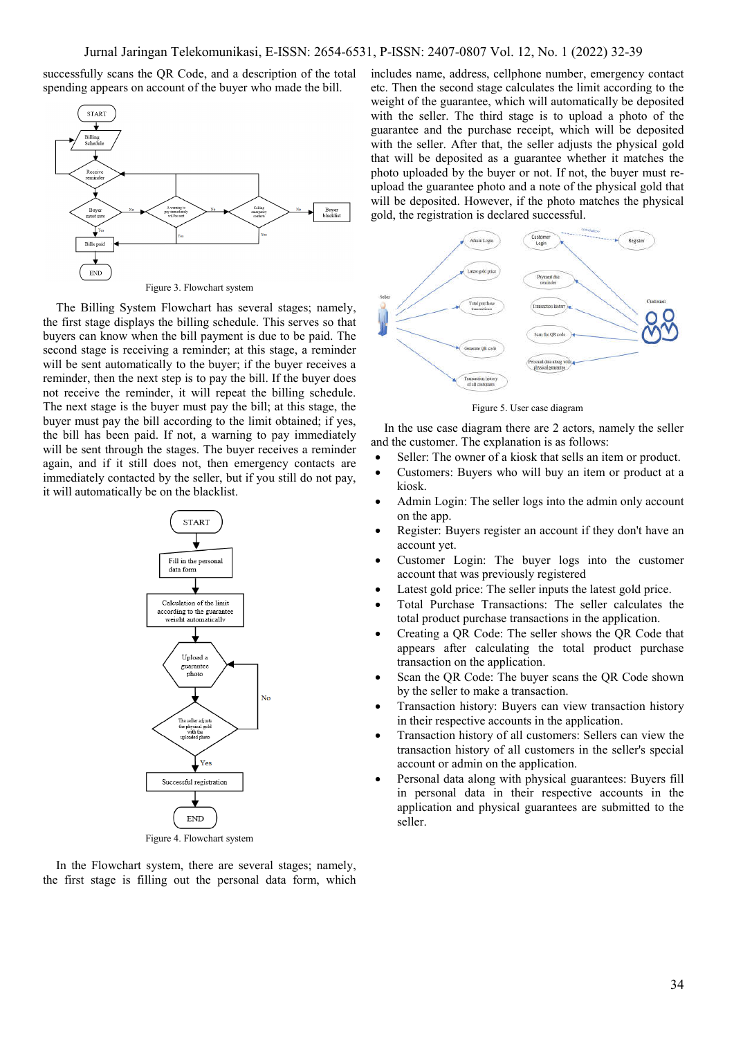successfully scans the QR Code, and a description of the total spending appears on account of the buyer who made the bill.

Figure 3. Flowchart system

The Billing System Flowchart has several stages; namely, the first stage displays the billing schedule. This serves so that buyers can know when the bill payment is due to be paid. The second stage is receiving a reminder; at this stage, a reminder will be sent automatically to the buyer; if the buyer receives a reminder, then the next step is to pay the bill. If the buyer does not receive the reminder, it will repeat the billing schedule. The next stage is the buyer must pay the bill; at this stage, the buyer must pay the bill according to the limit obtained; if yes, the bill has been paid. If not, a warning to pay immediately will be sent through the stages. The buyer receives a reminder again, and if it still does not, then emergency contacts are immediately contacted by the seller, but if you still do not pay, it will automatically be on the blacklist.

Figure 4. Flowchart system

In the Flowchart system, there are several stages; namely, the first stage is filling out the personal data form, which includes name, address, cellphone number, emergency contact etc. Then the second stage calculates the limit according to the weight of the guarantee, which will automatically be deposited with the seller. The third stage is to upload a photo of the guarantee and the purchase receipt, which will be deposited with the seller. After that, the seller adjusts the physical gold that will be deposited as a guarantee whether it matches the photo uploaded by the buyer or not. If not, the buyer must re-upload the guarantee photo and a note of the physical gold that will be deposited. However, if the photo matches the physical gold, the registration is declared successful.

Figure 5. User case diagram

In the use case diagram there are 2 actors, namely the seller and the customer. The explanation is as follows:

- Seller: The owner of a kiosk that sells an item or product.
- Customers: Buyers who will buy an item or product at a kiosk.
- Admin Login: The seller logs into the admin only account on the app.
- Register: Buyers register an account if they don't have an account yet.
- Customer Login: The buyer logs into the customer account that was previously registered
- Latest gold price: The seller inputs the latest gold price.
- Total Purchase Transactions: The seller calculates the total product purchase transactions in the application.
- Creating a QR Code: The seller shows the QR Code that appears after calculating the total product purchase transaction on the application.
- Scan the QR Code: The buyer scans the QR Code shown by the seller to make a transaction.
- Transaction history: Buyers can view transaction history in their respective accounts in the application.
- Transaction history of all customers: Sellers can view the transaction history of all customers in the seller's special account or admin on the application.
- Personal data along with physical guarantees: Buyers fill in personal data in their respective accounts in the application and physical guarantees are submitted to the seller.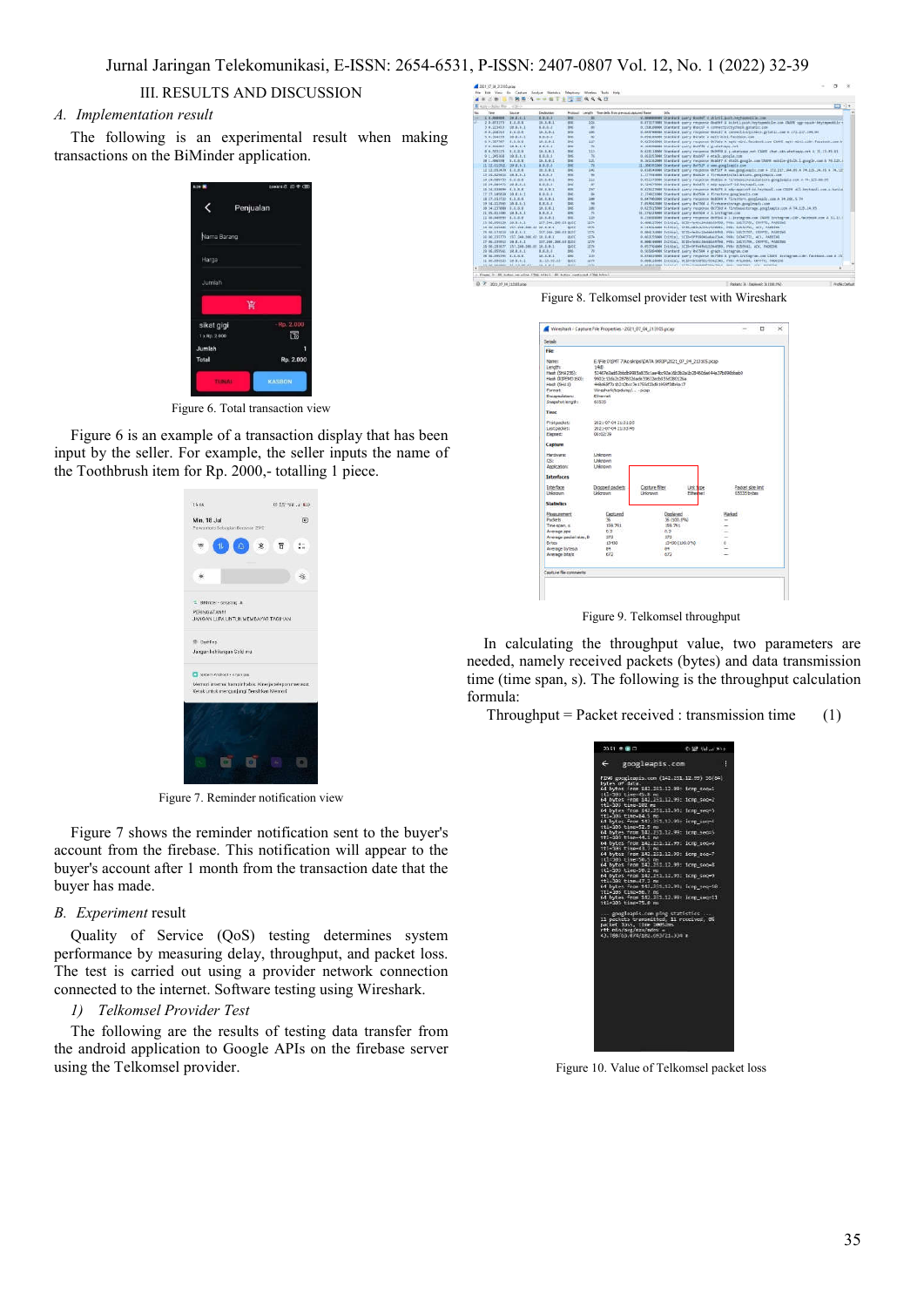## III. RESULTS AND DISCUSSION

### *A. Implementation result*

The following is an experimental result when making transactions on the BiMinder application.

Figure 6. Total transaction view

Figure 6 is an example of a transaction display that has been input by the seller. For example, the seller inputs the name of the Toothbrush item for Rp. 2000,- totalling 1 piece.

Figure 7. Reminder notification view

Figure 7 shows the reminder notification sent to the buyer's account from the firebase. This notification will appear to the buyer's account after 1 month from the transaction date that the buyer has made.

### *B. Experiment result*

Quality of Service (QoS) testing determines system performance by measuring delay, throughput, and packet loss. The test is carried out using a provider network connection connected to the internet. Software testing using Wireshark.

#### *1) Telkomsel Provider Test*

The following are the results of testing data transfer from the android application to Google APIs on the firebase server using the Telkomsel provider.

Figure 8. Telkomsel provider test with Wireshark

Figure 9. Telkomsel throughput

In calculating the throughput value, two parameters are needed, namely received packets (bytes) and data transmission time (time span, s). The following is the throughput calculation formula:

$$\text{Throughput} = \text{Packet received} : \text{transmission time} \quad (1)$$

Figure 10. Value of Telkomsel packet loss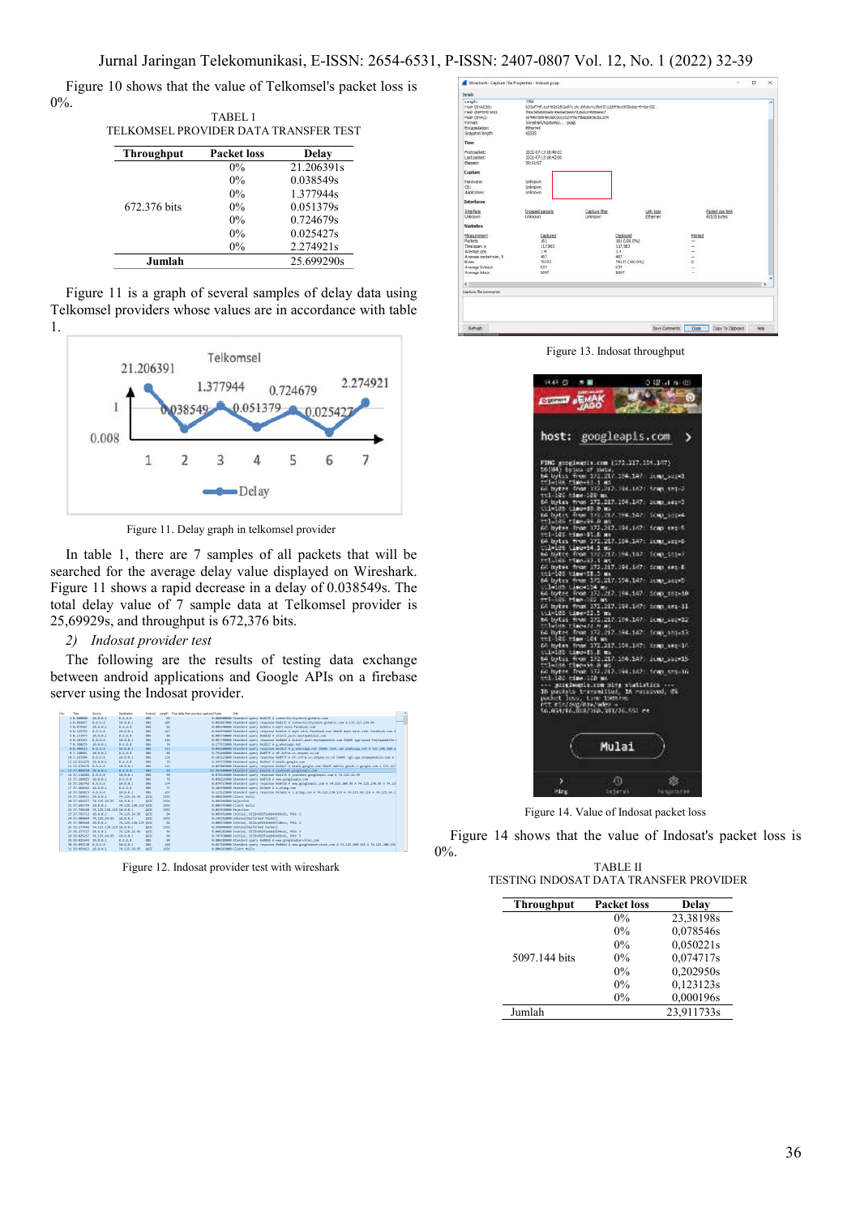Figure 10 shows that the value of Telkomsel's packet loss is 0%.

TABEL I
TELKOMSEL PROVIDER DATA TRANSFER TEST

| Throughput | Packet loss | Delay |
|---|---|---|
| | 0% | 21.206391s |
| | 0% | 0.038549s |
| | 0% | 1.377944s |
| 672.376 bits | 0% | 0.051379s |
| | 0% | 0.724679s |
| | 0% | 0.025427s |
| | 0% | 2.274921s |
| **Jumlah** | | 25.699290s |

Figure 11 is a graph of several samples of delay data using Telkomsel providers whose values are in accordance with table 1.

Figure 11. Delay graph in telkomsel provider

In table 1, there are 7 samples of all packets that will be searched for the average delay value displayed on Wireshark. Figure 11 shows a rapid decrease in a delay of 0.038549s. The total delay value of 7 sample data at Telkomsel provider is 25,69929s, and throughput is 672,376 bits.

*2) Indosat provider test*

The following are the results of testing data exchange between android applications and Google APIs on a firebase server using the Indosat provider.

Figure 12. Indosat provider test with wireshark

Figure 13. Indosat throughput

Figure 14. Value of Indosat packet loss

Figure 14 shows that the value of Indosat's packet loss is 0%.

TABLE II
TESTING INDOSAT DATA TRANSFER PROVIDER

| Throughput | Packet loss | Delay |
|---|---|---|
| | 0% | 23,38198s |
| | 0% | 0,078546s |
| | 0% | 0,050221s |
| 5097.144 bits | 0% | 0,074717s |
| | 0% | 0,202950s |
| | 0% | 0,123123s |
| | 0% | 0,000196s |
| Jumlah | | 23,911733s |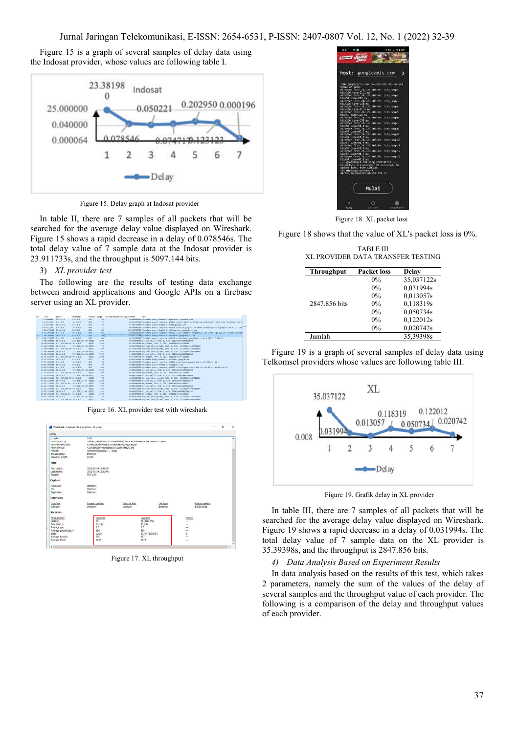Figure 15 is a graph of several samples of delay data using the Indosat provider, whose values are following table I.

Figure 15. Delay graph at Indosat provider

In table II, there are 7 samples of all packets that will be searched for the average delay value displayed on Wireshark. Figure 15 shows a rapid decrease in a delay of 0.078546s. The total delay value of 7 sample data at the Indosat provider is 23.911733s, and the throughput is 5097.144 bits.

3) *XL provider test*

The following are the results of testing data exchange between android applications and Google APIs on a firebase server using an XL provider.

Figure 16. XL provider test with wireshark

Figure 17. XL throughput

Figure 18. XL packet loss

Figure 18 shows that the value of XL's packet loss is 0%.

TABLE III
XL PROVIDER DATA TRANSFER TESTING

| Throughput | Packet loss | Delay |
|---|---|---|
| | 0% | 35,037122s |
| | 0% | 0,031994s |
| | 0% | 0,013057s |
| 2847.856 bits | 0% | 0,118319s |
| | 0% | 0,050734s |
| | 0% | 0,122012s |
| | 0% | 0,020742s |
| Jumlah | | 35,39398s |

Figure 19 is a graph of several samples of delay data using Telkomsel providers whose values are following table III.

Figure 19. Grafik delay in XL provider

In table III, there are 7 samples of all packets that will be searched for the average delay value displayed on Wireshark. Figure 19 shows a rapid decrease in a delay of 0.031994s. The total delay value of 7 sample data on the XL provider is 35.39398s, and the throughput is 2847.856 bits.

4) *Data Analysis Based on Experiment Results*

In data analysis based on the results of this test, which takes 2 parameters, namely the sum of the values of the delay of several samples and the throughput value of each provider. The following is a comparison of the delay and throughput values of each provider.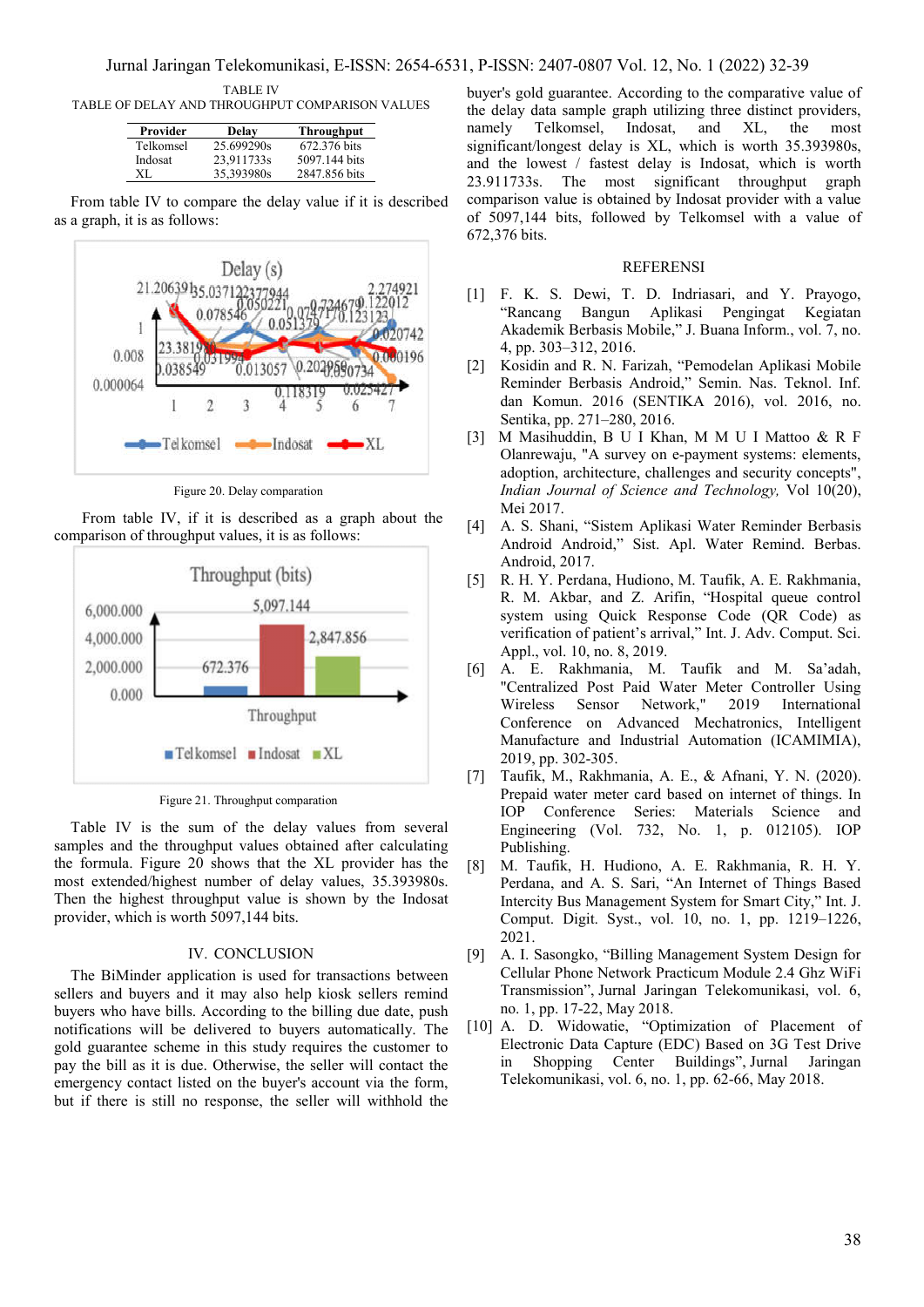TABLE IV
TABLE OF DELAY AND THROUGHPUT COMPARISON VALUES

| Provider | Delay | Throughput |
|---|---|---|
| Telkomsel | 25.699290s | 672.376 bits |
| Indosat | 23,911733s | 5097.144 bits |
| XL | 35,393980s | 2847.856 bits |

From table IV to compare the delay value if it is described as a graph, it is as follows:

Figure 20. Delay comparation

From table IV, if it is described as a graph about the comparison of throughput values, it is as follows:

Figure 21. Throughput comparation

Table IV is the sum of the delay values from several samples and the throughput values obtained after calculating the formula. Figure 20 shows that the XL provider has the most extended/highest number of delay values, 35.393980s. Then the highest throughput value is shown by the Indosat provider, which is worth 5097,144 bits.

## IV. CONCLUSION

The BiMinder application is used for transactions between sellers and buyers and it may also help kiosk sellers remind buyers who have bills. According to the billing due date, push notifications will be delivered to buyers automatically. The gold guarantee scheme in this study requires the customer to pay the bill as it is due. Otherwise, the seller will contact the emergency contact listed on the buyer's account via the form, but if there is still no response, the seller will withhold the buyer's gold guarantee. According to the comparative value of the delay data sample graph utilizing three distinct providers, namely Telkomsel, Indosat, and XL, the most significant/longest delay is XL, which is worth 35.393980s, and the lowest / fastest delay is Indosat, which is worth 23.911733s. The most significant throughput graph comparison value is obtained by Indosat provider with a value of 5097,144 bits, followed by Telkomsel with a value of 672,376 bits.

## REFERENSI

[1] F. K. S. Dewi, T. D. Indriasari, and Y. Prayogo, "Rancang Bangun Aplikasi Pengingat Kegiatan Akademik Berbasis Mobile," J. Buana Inform., vol. 7, no. 4, pp. 303–312, 2016.

[2] Kosidin and R. N. Farizah, "Pemodelan Aplikasi Mobile Reminder Berbasis Android," Semin. Nas. Teknol. Inf. dan Komun. 2016 (SENTIKA 2016), vol. 2016, no. Sentika, pp. 271–280, 2016.

[3] M Masihuddin, B U I Khan, M M U I Mattoo & R F Olanrewaju, "A survey on e-payment systems: elements, adoption, architecture, challenges and security concepts", *Indian Journal of Science and Technology,* Vol 10(20), Mei 2017.

[4] A. S. Shani, "Sistem Aplikasi Water Reminder Berbasis Android Android," Sist. Apl. Water Remind. Berbas. Android, 2017.

[5] R. H. Y. Perdana, Hudiono, M. Taufik, A. E. Rakhmania, R. M. Akbar, and Z. Arifin, "Hospital queue control system using Quick Response Code (QR Code) as verification of patient's arrival," Int. J. Adv. Comput. Sci. Appl., vol. 10, no. 8, 2019.

[6] A. E. Rakhmania, M. Taufik and M. Sa'adah, "Centralized Post Paid Water Meter Controller Using Wireless Sensor Network," 2019 International Conference on Advanced Mechatronics, Intelligent Manufacture and Industrial Automation (ICAMIMIA), 2019, pp. 302-305.

[7] Taufik, M., Rakhmania, A. E., & Afnani, Y. N. (2020). Prepaid water meter card based on internet of things. In IOP Conference Series: Materials Science and Engineering (Vol. 732, No. 1, p. 012105). IOP Publishing.

[8] M. Taufik, H. Hudiono, A. E. Rakhmania, R. H. Y. Perdana, and A. S. Sari, "An Internet of Things Based Intercity Bus Management System for Smart City," Int. J. Comput. Digit. Syst., vol. 10, no. 1, pp. 1219–1226, 2021.

[9] A. I. Sasongko, "Billing Management System Design for Cellular Phone Network Practicum Module 2.4 Ghz WiFi Transmission", Jurnal Jaringan Telekomunikasi, vol. 6, no. 1, pp. 17-22, May 2018.

[10] A. D. Widowatie, "Optimization of Placement of Electronic Data Capture (EDC) Based on 3G Test Drive in Shopping Center Buildings", Jurnal Jaringan Telekomunikasi, vol. 6, no. 1, pp. 62-66, May 2018.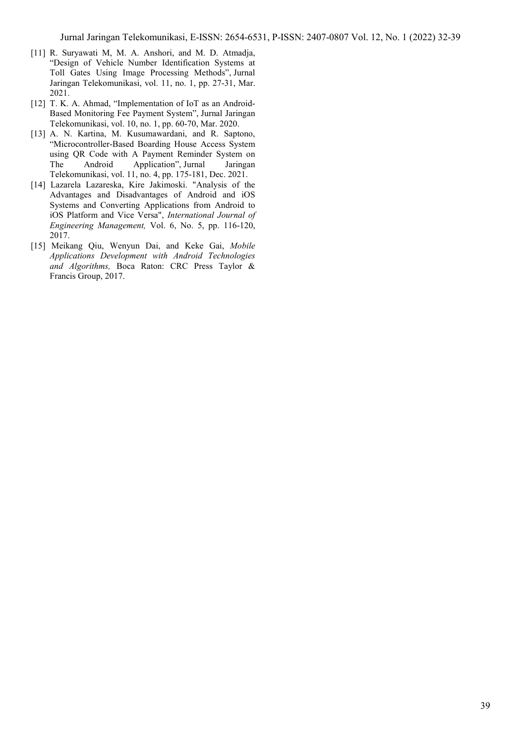[11] R. Suryawati M, M. A. Anshori, and M. D. Atmadja, "Design of Vehicle Number Identification Systems at Toll Gates Using Image Processing Methods", Jurnal Jaringan Telekomunikasi, vol. 11, no. 1, pp. 27-31, Mar. 2021.

[12] T. K. A. Ahmad, "Implementation of IoT as an Android-Based Monitoring Fee Payment System", Jurnal Jaringan Telekomunikasi, vol. 10, no. 1, pp. 60-70, Mar. 2020.

[13] A. N. Kartina, M. Kusumawardani, and R. Saptono, "Microcontroller-Based Boarding House Access System using QR Code with A Payment Reminder System on The Android Application", Jurnal Jaringan Telekomunikasi, vol. 11, no. 4, pp. 175-181, Dec. 2021.

[14] Lazarela Lazareska, Kire Jakimoski. "Analysis of the Advantages and Disadvantages of Android and iOS Systems and Converting Applications from Android to iOS Platform and Vice Versa", *International Journal of Engineering Management,* Vol. 6, No. 5, pp. 116-120, 2017.

[15] Meikang Qiu, Wenyun Dai, and Keke Gai, *Mobile Applications Development with Android Technologies and Algorithms,* Boca Raton: CRC Press Taylor & Francis Group, 2017.